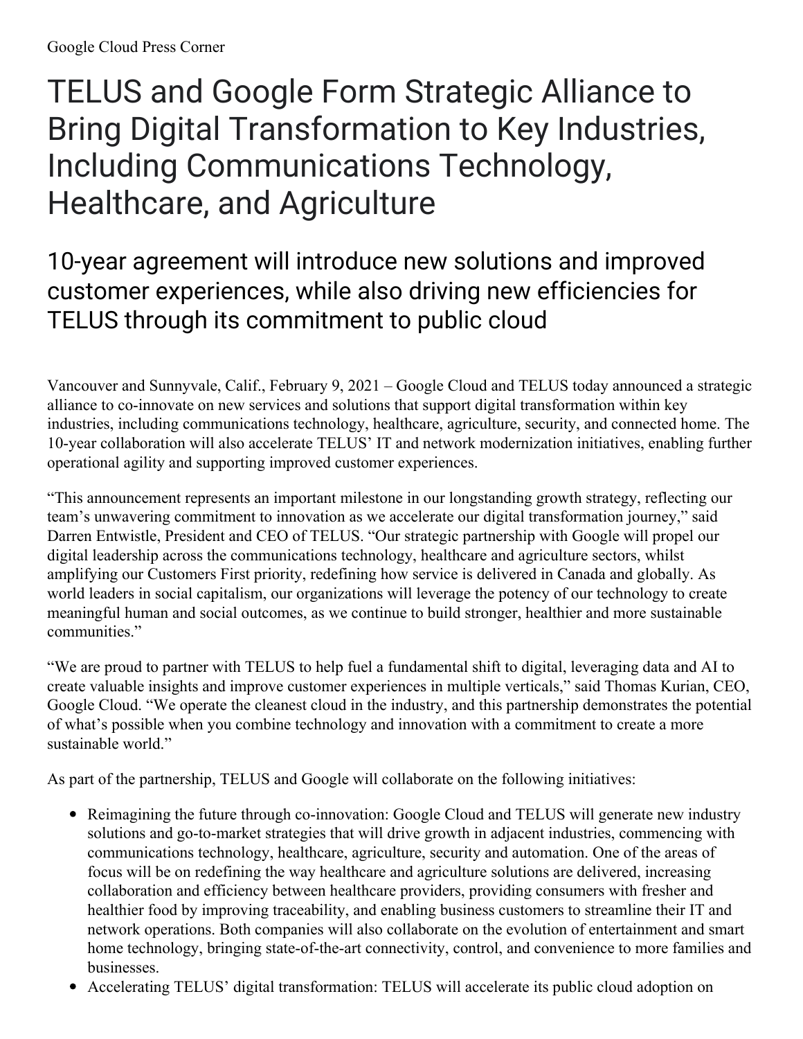Google Cloud Press Corner

# TELUS and Google Form Strategic Alliance to Bring Digital Transformation to Key Industries, Including Communications Technology, Healthcare, and Agriculture

## 10-year agreement will introduce new solutions and improved customer experiences, while also driving new efficiencies for TELUS through its commitment to public cloud

Vancouver and Sunnyvale, Calif., February 9, 2021 – Google Cloud and TELUS today announced a strategic alliance to co-innovate on new services and solutions that support digital transformation within key industries, including communications technology, healthcare, agriculture, security, and connected home. The 10-year collaboration will also accelerate TELUS' IT and network modernization initiatives, enabling further operational agility and supporting improved customer experiences.

"This announcement represents an important milestone in our longstanding growth strategy, reflecting our team's unwavering commitment to innovation as we accelerate our digital transformation journey," said Darren Entwistle, President and CEO of TELUS. "Our strategic partnership with Google will propel our digital leadership across the communications technology, healthcare and agriculture sectors, whilst amplifying our Customers First priority, redefining how service is delivered in Canada and globally. As world leaders in social capitalism, our organizations will leverage the potency of our technology to create meaningful human and social outcomes, as we continue to build stronger, healthier and more sustainable communities."

"We are proud to partner with TELUS to help fuel a fundamental shift to digital, leveraging data and AI to create valuable insights and improve customer experiences in multiple verticals," said Thomas Kurian, CEO, Google Cloud. "We operate the cleanest cloud in the industry, and this partnership demonstrates the potential of what's possible when you combine technology and innovation with a commitment to create a more sustainable world."

As part of the partnership, TELUS and Google will collaborate on the following initiatives:

- Reimagining the future through co-innovation: Google Cloud and TELUS will generate new industry solutions and go-to-market strategies that will drive growth in adjacent industries, commencing with communications technology, healthcare, agriculture, security and automation. One of the areas of focus will be on redefining the way healthcare and agriculture solutions are delivered, increasing collaboration and efficiency between healthcare providers, providing consumers with fresher and healthier food by improving traceability, and enabling business customers to streamline their IT and network operations. Both companies will also collaborate on the evolution of entertainment and smart home technology, bringing state-of-the-art connectivity, control, and convenience to more families and businesses.
- Accelerating TELUS' digital transformation: TELUS will accelerate its public cloud adoption on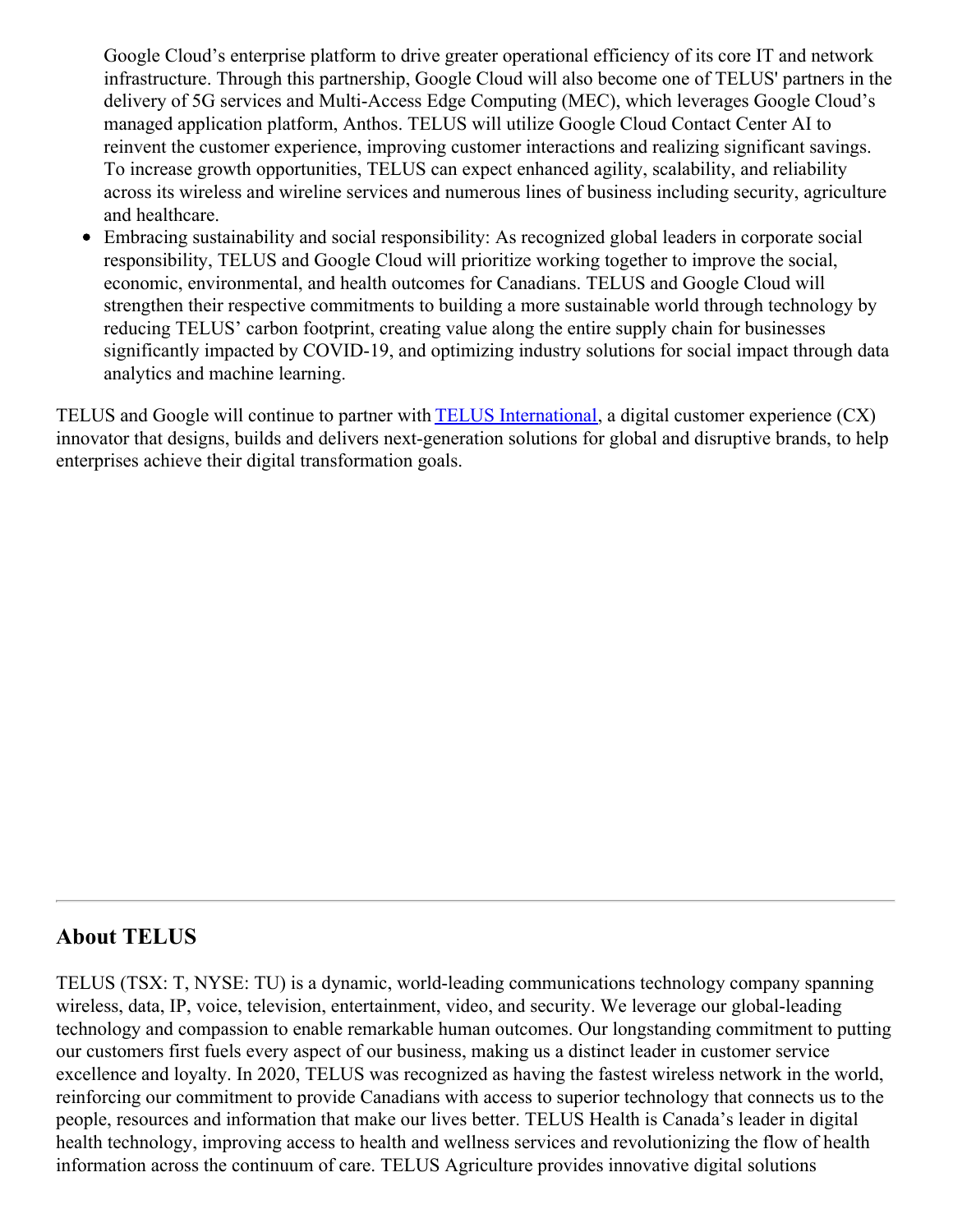Google Cloud's enterprise platform to drive greater operational efficiency of its core IT and network infrastructure. Through this partnership, Google Cloud will also become one of TELUS' partners in the delivery of 5G services and Multi-Access Edge Computing (MEC), which leverages Google Cloud's managed application platform, Anthos. TELUS will utilize Google Cloud Contact Center AI to reinvent the customer experience, improving customer interactions and realizing significant savings. To increase growth opportunities, TELUS can expect enhanced agility, scalability, and reliability across its wireless and wireline services and numerous lines of business including security, agriculture and healthcare.

- Embracing sustainability and social responsibility: As recognized global leaders in corporate social responsibility, TELUS and Google Cloud will prioritize working together to improve the social, economic, environmental, and health outcomes for Canadians. TELUS and Google Cloud will strengthen their respective commitments to building a more sustainable world through technology by reducing TELUS' carbon footprint, creating value along the entire supply chain for businesses significantly impacted by COVID-19, and optimizing industry solutions for social impact through data analytics and machine learning.

TELUS and Google will continue to partner with TELUS International, a digital customer experience (CX) innovator that designs, builds and delivers next-generation solutions for global and disruptive brands, to help enterprises achieve their digital transformation goals.

---

## About TELUS

TELUS (TSX: T, NYSE: TU) is a dynamic, world-leading communications technology company spanning wireless, data, IP, voice, television, entertainment, video, and security. We leverage our global-leading technology and compassion to enable remarkable human outcomes. Our longstanding commitment to putting our customers first fuels every aspect of our business, making us a distinct leader in customer service excellence and loyalty. In 2020, TELUS was recognized as having the fastest wireless network in the world, reinforcing our commitment to provide Canadians with access to superior technology that connects us to the people, resources and information that make our lives better. TELUS Health is Canada's leader in digital health technology, improving access to health and wellness services and revolutionizing the flow of health information across the continuum of care. TELUS Agriculture provides innovative digital solutions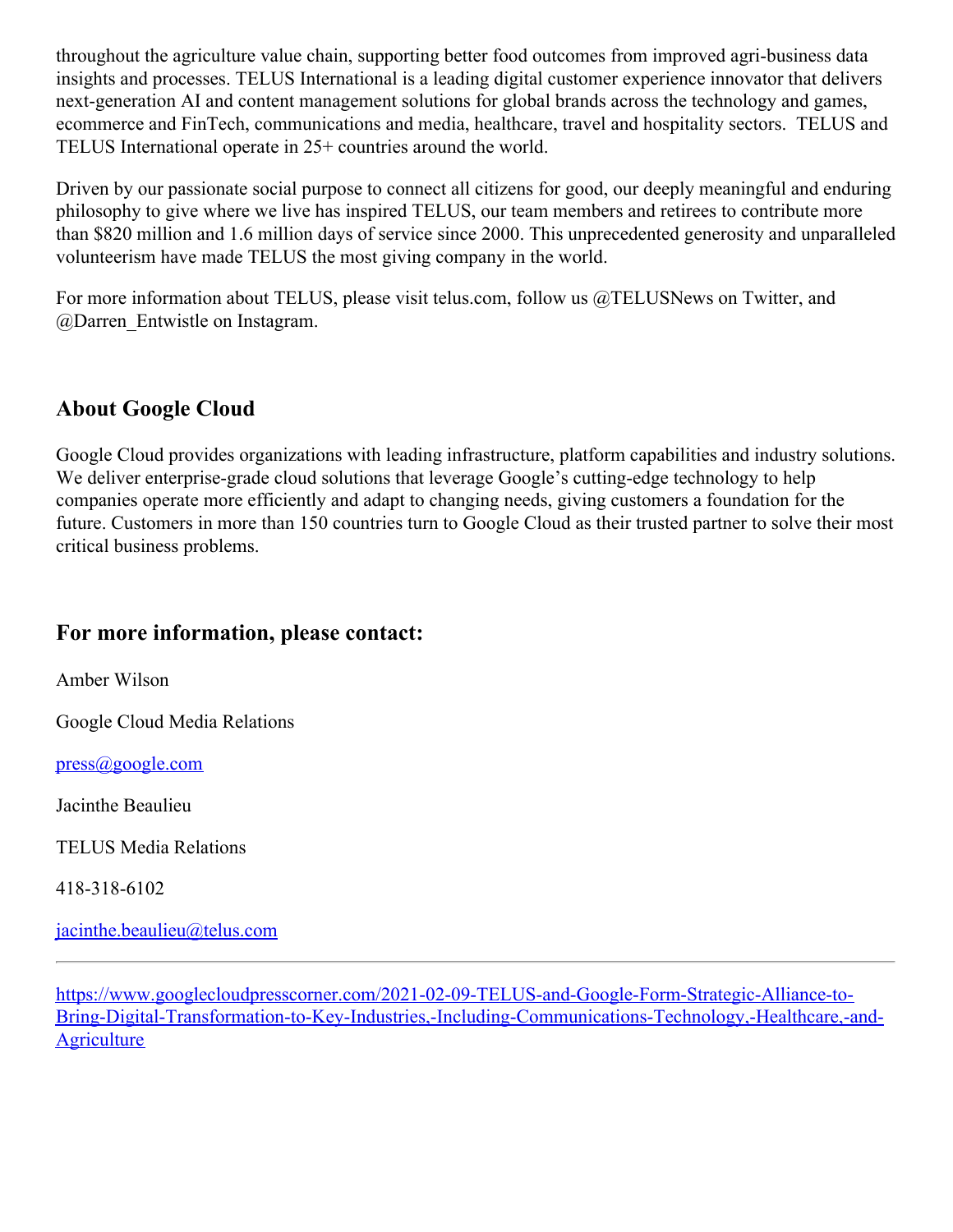throughout the agriculture value chain, supporting better food outcomes from improved agri-business data insights and processes. TELUS International is a leading digital customer experience innovator that delivers next-generation AI and content management solutions for global brands across the technology and games, ecommerce and FinTech, communications and media, healthcare, travel and hospitality sectors. TELUS and TELUS International operate in 25+ countries around the world.

Driven by our passionate social purpose to connect all citizens for good, our deeply meaningful and enduring philosophy to give where we live has inspired TELUS, our team members and retirees to contribute more than $820 million and 1.6 million days of service since 2000. This unprecedented generosity and unparalleled volunteerism have made TELUS the most giving company in the world.

For more information about TELUS, please visit telus.com, follow us @TELUSNews on Twitter, and @Darren_Entwistle on Instagram.

## About Google Cloud

Google Cloud provides organizations with leading infrastructure, platform capabilities and industry solutions. We deliver enterprise-grade cloud solutions that leverage Google's cutting-edge technology to help companies operate more efficiently and adapt to changing needs, giving customers a foundation for the future. Customers in more than 150 countries turn to Google Cloud as their trusted partner to solve their most critical business problems.

## For more information, please contact:

Amber Wilson

Google Cloud Media Relations

press@google.com

Jacinthe Beaulieu

TELUS Media Relations

418-318-6102

jacinthe.beaulieu@telus.com

---

https://www.googlecloudpresscorner.com/2021-02-09-TELUS-and-Google-Form-Strategic-Alliance-to-Bring-Digital-Transformation-to-Key-Industries,-Including-Communications-Technology,-Healthcare,-and-Agriculture